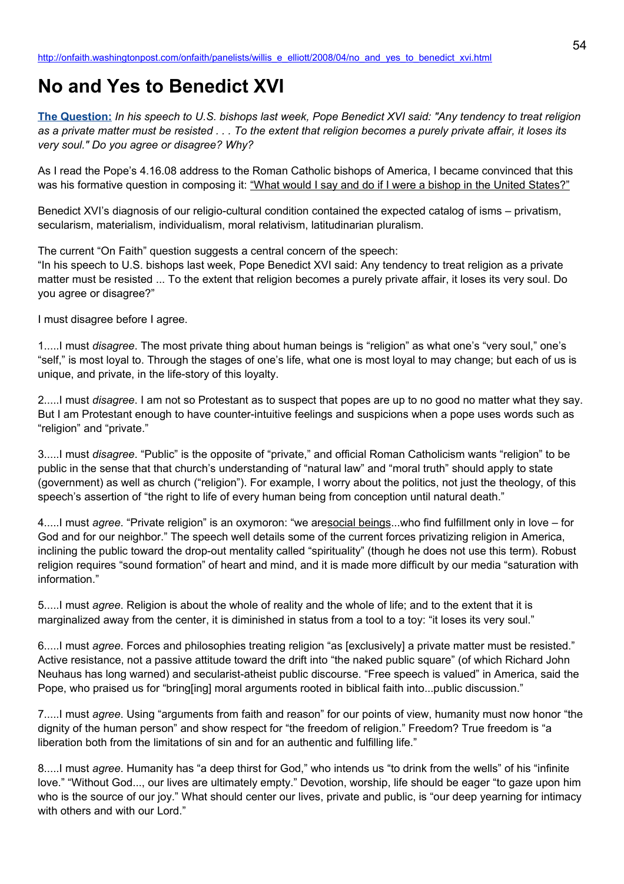http://onfaith.washingtonpost.com/onfaith/panelists/willis_e_elliott/2008/04/no_and_yes_to_benedict_xvi.html

# No and Yes to Benedict XVI

**The Question:** *In his speech to U.S. bishops last week, Pope Benedict XVI said: "Any tendency to treat religion as a private matter must be resisted . . . To the extent that religion becomes a purely private affair, it loses its very soul." Do you agree or disagree? Why?*

As I read the Pope's 4.16.08 address to the Roman Catholic bishops of America, I became convinced that this was his formative question in composing it: "What would I say and do if I were a bishop in the United States?"

Benedict XVI's diagnosis of our religio-cultural condition contained the expected catalog of isms – privatism, secularism, materialism, individualism, moral relativism, latitudinarian pluralism.

The current "On Faith" question suggests a central concern of the speech:
"In his speech to U.S. bishops last week, Pope Benedict XVI said: Any tendency to treat religion as a private matter must be resisted ... To the extent that religion becomes a purely private affair, it loses its very soul. Do you agree or disagree?"

I must disagree before I agree.

1.....I must *disagree*. The most private thing about human beings is "religion" as what one's "very soul," one's "self," is most loyal to. Through the stages of one's life, what one is most loyal to may change; but each of us is unique, and private, in the life-story of this loyalty.

2.....I must *disagree*. I am not so Protestant as to suspect that popes are up to no good no matter what they say. But I am Protestant enough to have counter-intuitive feelings and suspicions when a pope uses words such as "religion" and "private."

3.....I must *disagree*. "Public" is the opposite of "private," and official Roman Catholicism wants "religion" to be public in the sense that that church's understanding of "natural law" and "moral truth" should apply to state (government) as well as church ("religion"). For example, I worry about the politics, not just the theology, of this speech's assertion of "the right to life of every human being from conception until natural death."

4.....I must *agree*. "Private religion" is an oxymoron: "we aresocial beings...who find fulfillment only in love – for God and for our neighbor." The speech well details some of the current forces privatizing religion in America, inclining the public toward the drop-out mentality called "spirituality" (though he does not use this term). Robust religion requires "sound formation" of heart and mind, and it is made more difficult by our media "saturation with information."

5.....I must *agree*. Religion is about the whole of reality and the whole of life; and to the extent that it is marginalized away from the center, it is diminished in status from a tool to a toy: "it loses its very soul."

6.....I must *agree*. Forces and philosophies treating religion "as [exclusively] a private matter must be resisted." Active resistance, not a passive attitude toward the drift into "the naked public square" (of which Richard John Neuhaus has long warned) and secularist-atheist public discourse. "Free speech is valued" in America, said the Pope, who praised us for "bring[ing] moral arguments rooted in biblical faith into...public discussion."

7.....I must *agree*. Using "arguments from faith and reason" for our points of view, humanity must now honor "the dignity of the human person" and show respect for "the freedom of religion." Freedom? True freedom is "a liberation both from the limitations of sin and for an authentic and fulfilling life."

8.....I must *agree*. Humanity has "a deep thirst for God," who intends us "to drink from the wells" of his "infinite love." "Without God..., our lives are ultimately empty." Devotion, worship, life should be eager "to gaze upon him who is the source of our joy." What should center our lives, private and public, is "our deep yearning for intimacy with others and with our Lord."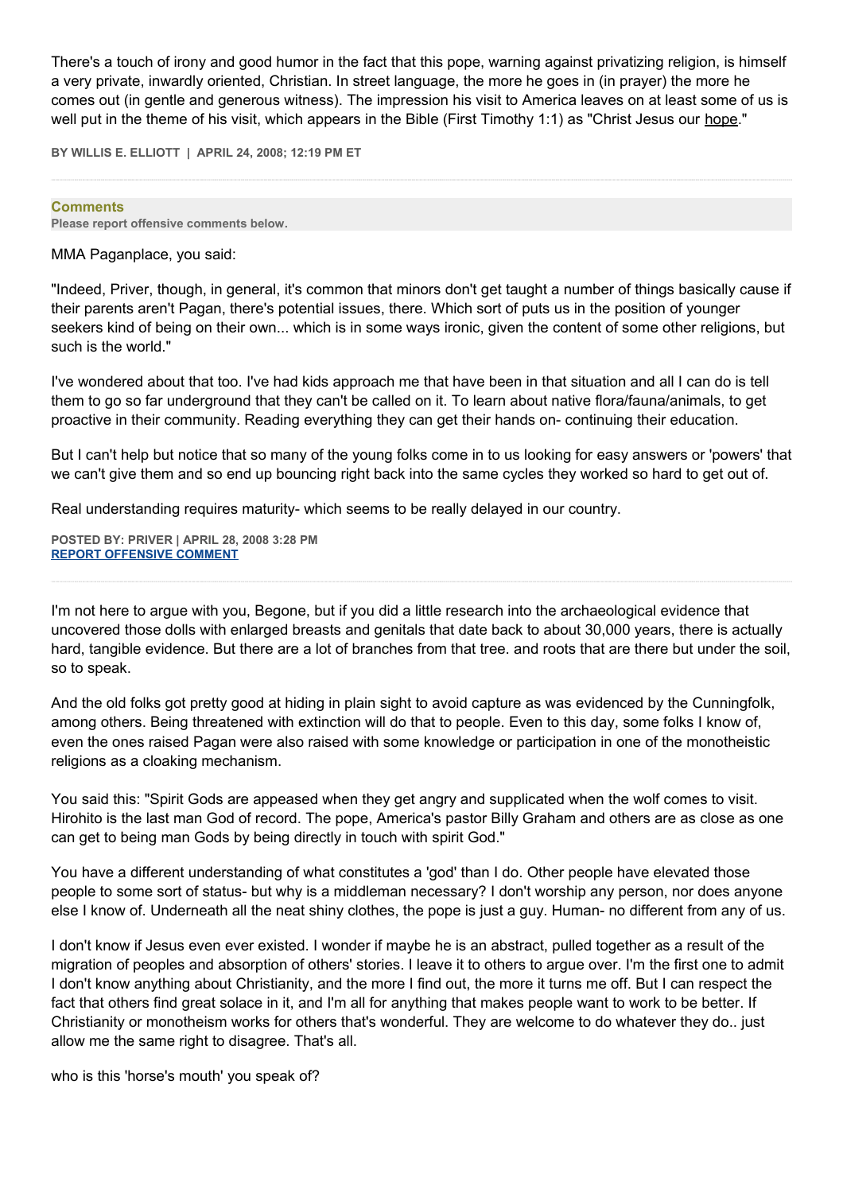There's a touch of irony and good humor in the fact that this pope, warning against privatizing religion, is himself a very private, inwardly oriented, Christian. In street language, the more he goes in (in prayer) the more he comes out (in gentle and generous witness). The impression his visit to America leaves on at least some of us is well put in the theme of his visit, which appears in the Bible (First Timothy 1:1) as "Christ Jesus our hope."

**BY WILLIS E. ELLIOTT | APRIL 24, 2008; 12:19 PM ET**

**Comments**
**Please report offensive comments below.**

MMA Paganplace, you said:

"Indeed, Priver, though, in general, it's common that minors don't get taught a number of things basically cause if their parents aren't Pagan, there's potential issues, there. Which sort of puts us in the position of younger seekers kind of being on their own... which is in some ways ironic, given the content of some other religions, but such is the world."

I've wondered about that too. I've had kids approach me that have been in that situation and all I can do is tell them to go so far underground that they can't be called on it. To learn about native flora/fauna/animals, to get proactive in their community. Reading everything they can get their hands on- continuing their education.

But I can't help but notice that so many of the young folks come in to us looking for easy answers or 'powers' that we can't give them and so end up bouncing right back into the same cycles they worked so hard to get out of.

Real understanding requires maturity- which seems to be really delayed in our country.

**POSTED BY: PRIVER | APRIL 28, 2008 3:28 PM**
**REPORT OFFENSIVE COMMENT**

I'm not here to argue with you, Begone, but if you did a little research into the archaeological evidence that uncovered those dolls with enlarged breasts and genitals that date back to about 30,000 years, there is actually hard, tangible evidence. But there are a lot of branches from that tree. and roots that are there but under the soil, so to speak.

And the old folks got pretty good at hiding in plain sight to avoid capture as was evidenced by the Cunningfolk, among others. Being threatened with extinction will do that to people. Even to this day, some folks I know of, even the ones raised Pagan were also raised with some knowledge or participation in one of the monotheistic religions as a cloaking mechanism.

You said this: "Spirit Gods are appeased when they get angry and supplicated when the wolf comes to visit. Hirohito is the last man God of record. The pope, America's pastor Billy Graham and others are as close as one can get to being man Gods by being directly in touch with spirit God."

You have a different understanding of what constitutes a 'god' than I do. Other people have elevated those people to some sort of status- but why is a middleman necessary? I don't worship any person, nor does anyone else I know of. Underneath all the neat shiny clothes, the pope is just a guy. Human- no different from any of us.

I don't know if Jesus even ever existed. I wonder if maybe he is an abstract, pulled together as a result of the migration of peoples and absorption of others' stories. I leave it to others to argue over. I'm the first one to admit I don't know anything about Christianity, and the more I find out, the more it turns me off. But I can respect the fact that others find great solace in it, and I'm all for anything that makes people want to work to be better. If Christianity or monotheism works for others that's wonderful. They are welcome to do whatever they do.. just allow me the same right to disagree. That's all.

who is this 'horse's mouth' you speak of?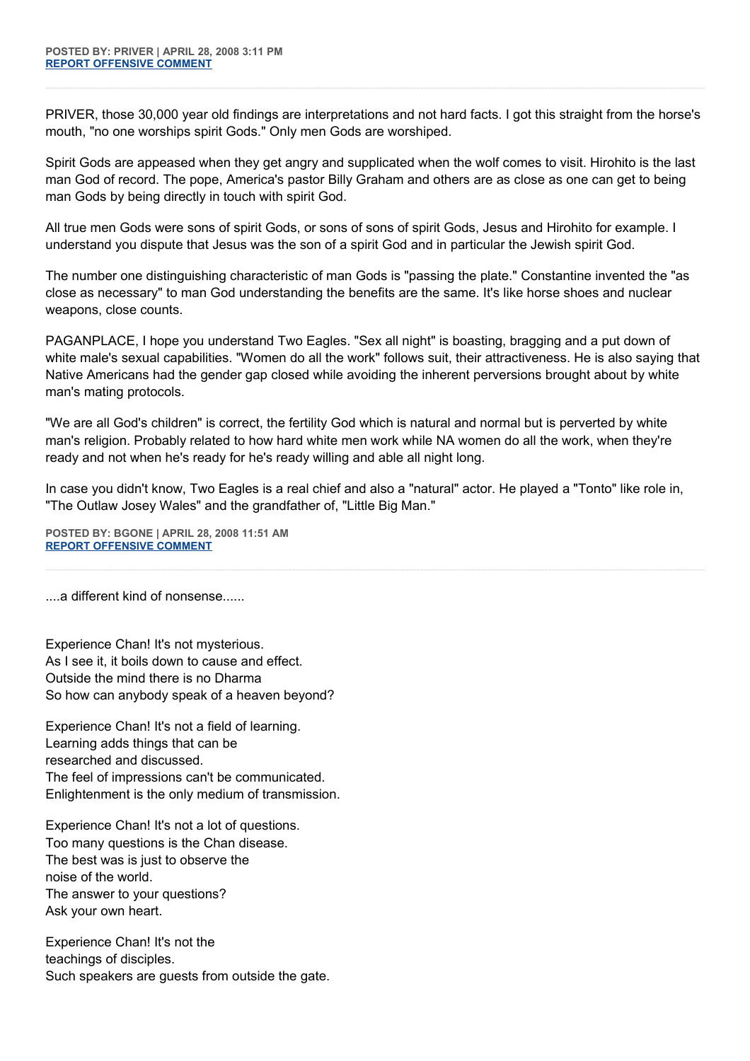**POSTED BY: PRIVER | APRIL 28, 2008 3:11 PM**
**REPORT OFFENSIVE COMMENT**

---

PRIVER, those 30,000 year old findings are interpretations and not hard facts. I got this straight from the horse's mouth, "no one worships spirit Gods." Only men Gods are worshiped.

Spirit Gods are appeased when they get angry and supplicated when the wolf comes to visit. Hirohito is the last man God of record. The pope, America's pastor Billy Graham and others are as close as one can get to being man Gods by being directly in touch with spirit God.

All true men Gods were sons of spirit Gods, or sons of sons of spirit Gods, Jesus and Hirohito for example. I understand you dispute that Jesus was the son of a spirit God and in particular the Jewish spirit God.

The number one distinguishing characteristic of man Gods is "passing the plate." Constantine invented the "as close as necessary" to man God understanding the benefits are the same. It's like horse shoes and nuclear weapons, close counts.

PAGANPLACE, I hope you understand Two Eagles. "Sex all night" is boasting, bragging and a put down of white male's sexual capabilities. "Women do all the work" follows suit, their attractiveness. He is also saying that Native Americans had the gender gap closed while avoiding the inherent perversions brought about by white man's mating protocols.

"We are all God's children" is correct, the fertility God which is natural and normal but is perverted by white man's religion. Probably related to how hard white men work while NA women do all the work, when they're ready and not when he's ready for he's ready willing and able all night long.

In case you didn't know, Two Eagles is a real chief and also a "natural" actor. He played a "Tonto" like role in, "The Outlaw Josey Wales" and the grandfather of, "Little Big Man."

**POSTED BY: BGONE | APRIL 28, 2008 11:51 AM**
**REPORT OFFENSIVE COMMENT**

---

....a different kind of nonsense......

Experience Chan! It's not mysterious.
As I see it, it boils down to cause and effect.
Outside the mind there is no Dharma
So how can anybody speak of a heaven beyond?

Experience Chan! It's not a field of learning.
Learning adds things that can be
researched and discussed.
The feel of impressions can't be communicated.
Enlightenment is the only medium of transmission.

Experience Chan! It's not a lot of questions.
Too many questions is the Chan disease.
The best was is just to observe the
noise of the world.
The answer to your questions?
Ask your own heart.

Experience Chan! It's not the
teachings of disciples.
Such speakers are guests from outside the gate.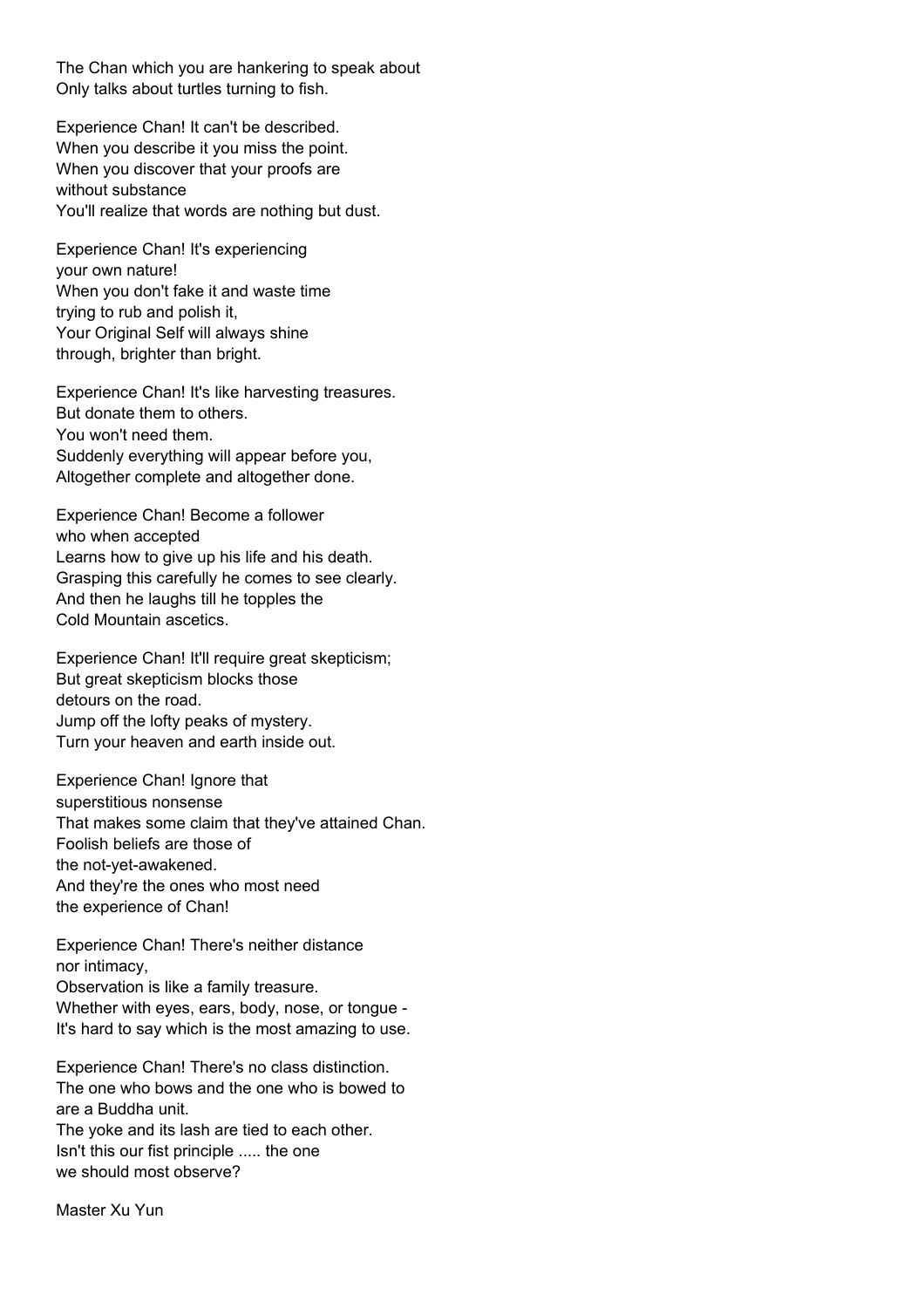The Chan which you are hankering to speak about
Only talks about turtles turning to fish.

Experience Chan! It can't be described.
When you describe it you miss the point.
When you discover that your proofs are
without substance
You'll realize that words are nothing but dust.

Experience Chan! It's experiencing
your own nature!
When you don't fake it and waste time
trying to rub and polish it,
Your Original Self will always shine
through, brighter than bright.

Experience Chan! It's like harvesting treasures.
But donate them to others.
You won't need them.
Suddenly everything will appear before you,
Altogether complete and altogether done.

Experience Chan! Become a follower
who when accepted
Learns how to give up his life and his death.
Grasping this carefully he comes to see clearly.
And then he laughs till he topples the
Cold Mountain ascetics.

Experience Chan! It'll require great skepticism;
But great skepticism blocks those
detours on the road.
Jump off the lofty peaks of mystery.
Turn your heaven and earth inside out.

Experience Chan! Ignore that
superstitious nonsense
That makes some claim that they've attained Chan.
Foolish beliefs are those of
the not-yet-awakened.
And they're the ones who most need
the experience of Chan!

Experience Chan! There's neither distance
nor intimacy,
Observation is like a family treasure.
Whether with eyes, ears, body, nose, or tongue -
It's hard to say which is the most amazing to use.

Experience Chan! There's no class distinction.
The one who bows and the one who is bowed to
are a Buddha unit.
The yoke and its lash are tied to each other.
Isn't this our fist principle ..... the one
we should most observe?

Master Xu Yun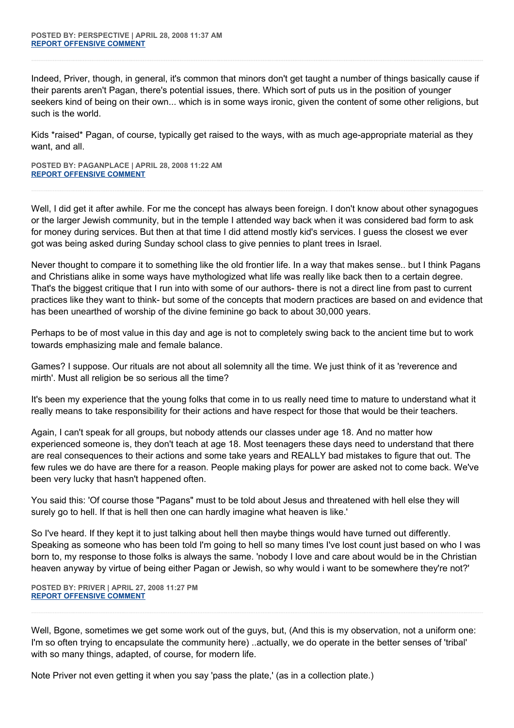**POSTED BY: PERSPECTIVE | APRIL 28, 2008 11:37 AM**
**REPORT OFFENSIVE COMMENT**

---

Indeed, Priver, though, in general, it's common that minors don't get taught a number of things basically cause if their parents aren't Pagan, there's potential issues, there. Which sort of puts us in the position of younger seekers kind of being on their own... which is in some ways ironic, given the content of some other religions, but such is the world.

Kids *raised* Pagan, of course, typically get raised to the ways, with as much age-appropriate material as they want, and all.

**POSTED BY: PAGANPLACE | APRIL 28, 2008 11:22 AM**
**REPORT OFFENSIVE COMMENT**

---

Well, I did get it after awhile. For me the concept has always been foreign. I don't know about other synagogues or the larger Jewish community, but in the temple I attended way back when it was considered bad form to ask for money during services. But then at that time I did attend mostly kid's services. I guess the closest we ever got was being asked during Sunday school class to give pennies to plant trees in Israel.

Never thought to compare it to something like the old frontier life. In a way that makes sense.. but I think Pagans and Christians alike in some ways have mythologized what life was really like back then to a certain degree. That's the biggest critique that I run into with some of our authors- there is not a direct line from past to current practices like they want to think- but some of the concepts that modern practices are based on and evidence that has been unearthed of worship of the divine feminine go back to about 30,000 years.

Perhaps to be of most value in this day and age is not to completely swing back to the ancient time but to work towards emphasizing male and female balance.

Games? I suppose. Our rituals are not about all solemnity all the time. We just think of it as 'reverence and mirth'. Must all religion be so serious all the time?

It's been my experience that the young folks that come in to us really need time to mature to understand what it really means to take responsibility for their actions and have respect for those that would be their teachers.

Again, I can't speak for all groups, but nobody attends our classes under age 18. And no matter how experienced someone is, they don't teach at age 18. Most teenagers these days need to understand that there are real consequences to their actions and some take years and REALLY bad mistakes to figure that out. The few rules we do have are there for a reason. People making plays for power are asked not to come back. We've been very lucky that hasn't happened often.

You said this: 'Of course those "Pagans" must to be told about Jesus and threatened with hell else they will surely go to hell. If that is hell then one can hardly imagine what heaven is like.'

So I've heard. If they kept it to just talking about hell then maybe things would have turned out differently. Speaking as someone who has been told I'm going to hell so many times I've lost count just based on who I was born to, my response to those folks is always the same. 'nobody I love and care about would be in the Christian heaven anyway by virtue of being either Pagan or Jewish, so why would i want to be somewhere they're not?'

**POSTED BY: PRIVER | APRIL 27, 2008 11:27 PM**
**REPORT OFFENSIVE COMMENT**

---

Well, Bgone, sometimes we get some work out of the guys, but, (And this is my observation, not a uniform one: I'm so often trying to encapsulate the community here) ..actually, we do operate in the better senses of 'tribal' with so many things, adapted, of course, for modern life.

Note Priver not even getting it when you say 'pass the plate,' (as in a collection plate.)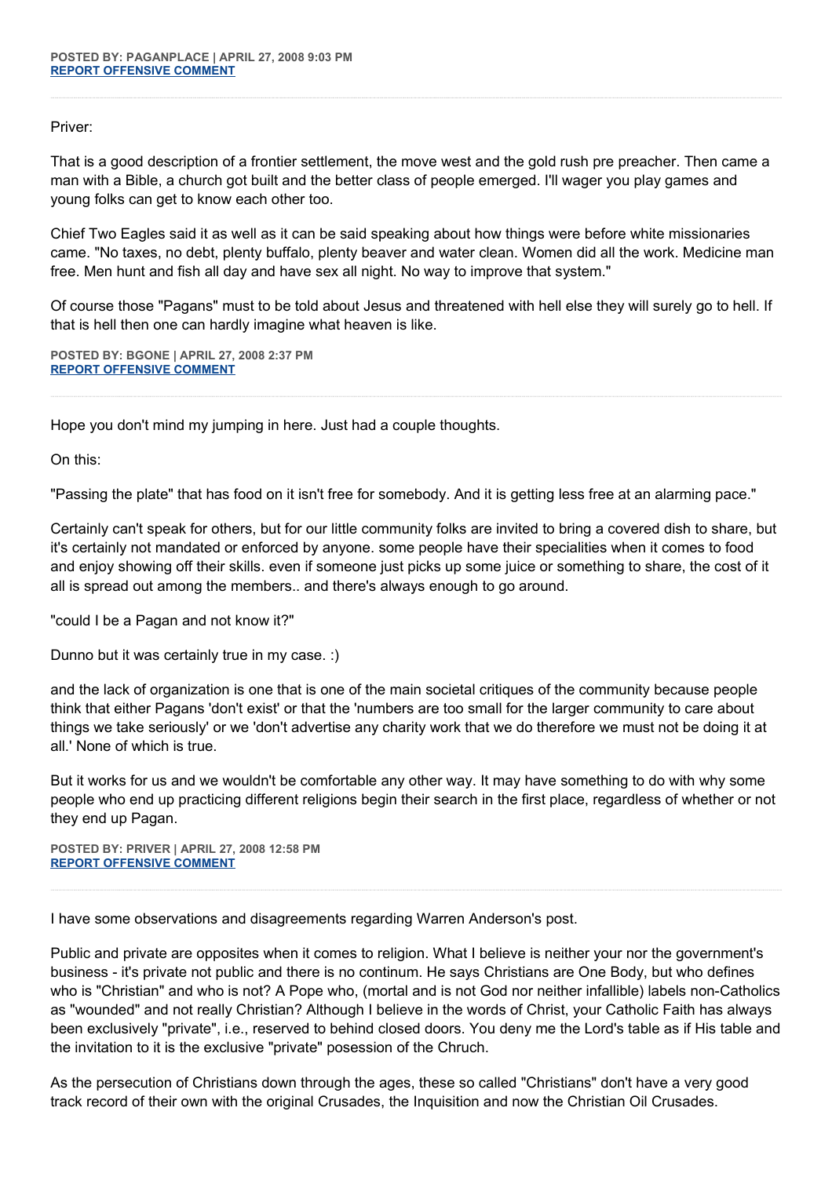**POSTED BY: PAGANPLACE | APRIL 27, 2008 9:03 PM**
**REPORT OFFENSIVE COMMENT**

---

Priver:

That is a good description of a frontier settlement, the move west and the gold rush pre preacher. Then came a man with a Bible, a church got built and the better class of people emerged. I'll wager you play games and young folks can get to know each other too.

Chief Two Eagles said it as well as it can be said speaking about how things were before white missionaries came. "No taxes, no debt, plenty buffalo, plenty beaver and water clean. Women did all the work. Medicine man free. Men hunt and fish all day and have sex all night. No way to improve that system."

Of course those "Pagans" must to be told about Jesus and threatened with hell else they will surely go to hell. If that is hell then one can hardly imagine what heaven is like.

**POSTED BY: BGONE | APRIL 27, 2008 2:37 PM**
**REPORT OFFENSIVE COMMENT**

---

Hope you don't mind my jumping in here. Just had a couple thoughts.

On this:

"Passing the plate" that has food on it isn't free for somebody. And it is getting less free at an alarming pace."

Certainly can't speak for others, but for our little community folks are invited to bring a covered dish to share, but it's certainly not mandated or enforced by anyone. some people have their specialities when it comes to food and enjoy showing off their skills. even if someone just picks up some juice or something to share, the cost of it all is spread out among the members.. and there's always enough to go around.

"could I be a Pagan and not know it?"

Dunno but it was certainly true in my case. :)

and the lack of organization is one that is one of the main societal critiques of the community because people think that either Pagans 'don't exist' or that the 'numbers are too small for the larger community to care about things we take seriously' or we 'don't advertise any charity work that we do therefore we must not be doing it at all.' None of which is true.

But it works for us and we wouldn't be comfortable any other way. It may have something to do with why some people who end up practicing different religions begin their search in the first place, regardless of whether or not they end up Pagan.

**POSTED BY: PRIVER | APRIL 27, 2008 12:58 PM**
**REPORT OFFENSIVE COMMENT**

---

I have some observations and disagreements regarding Warren Anderson's post.

Public and private are opposites when it comes to religion. What I believe is neither your nor the government's business - it's private not public and there is no continum. He says Christians are One Body, but who defines who is "Christian" and who is not? A Pope who, (mortal and is not God nor neither infallible) labels non-Catholics as "wounded" and not really Christian? Although I believe in the words of Christ, your Catholic Faith has always been exclusively "private", i.e., reserved to behind closed doors. You deny me the Lord's table as if His table and the invitation to it is the exclusive "private" posession of the Chruch.

As the persecution of Christians down through the ages, these so called "Christians" don't have a very good track record of their own with the original Crusades, the Inquisition and now the Christian Oil Crusades.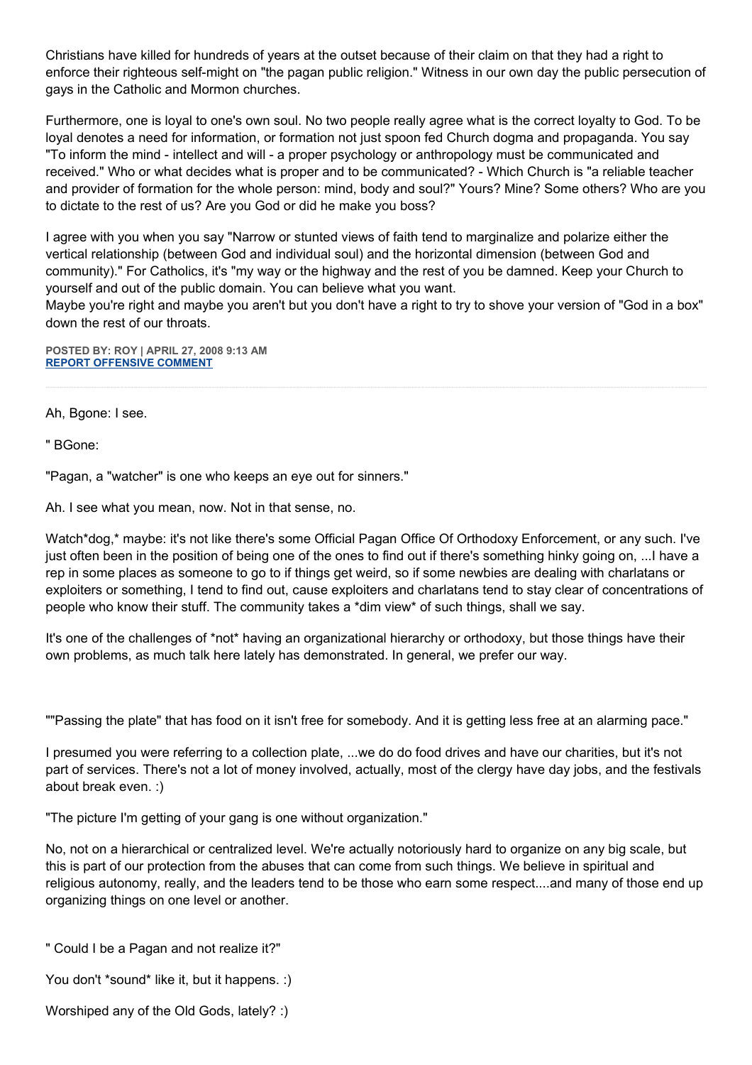Christians have killed for hundreds of years at the outset because of their claim on that they had a right to enforce their righteous self-might on "the pagan public religion." Witness in our own day the public persecution of gays in the Catholic and Mormon churches.

Furthermore, one is loyal to one's own soul. No two people really agree what is the correct loyalty to God. To be loyal denotes a need for information, or formation not just spoon fed Church dogma and propaganda. You say "To inform the mind - intellect and will - a proper psychology or anthropology must be communicated and received." Who or what decides what is proper and to be communicated? - Which Church is "a reliable teacher and provider of formation for the whole person: mind, body and soul?" Yours? Mine? Some others? Who are you to dictate to the rest of us? Are you God or did he make you boss?

I agree with you when you say "Narrow or stunted views of faith tend to marginalize and polarize either the vertical relationship (between God and individual soul) and the horizontal dimension (between God and community)." For Catholics, it's "my way or the highway and the rest of you be damned. Keep your Church to yourself and out of the public domain. You can believe what you want.
Maybe you're right and maybe you aren't but you don't have a right to try to shove your version of "God in a box" down the rest of our throats.

**POSTED BY: ROY | APRIL 27, 2008 9:13 AM**
**REPORT OFFENSIVE COMMENT**

---

Ah, Bgone: I see.

" BGone:

"Pagan, a "watcher" is one who keeps an eye out for sinners."

Ah. I see what you mean, now. Not in that sense, no.

Watch*dog,* maybe: it's not like there's some Official Pagan Office Of Orthodoxy Enforcement, or any such. I've just often been in the position of being one of the ones to find out if there's something hinky going on, ...I have a rep in some places as someone to go to if things get weird, so if some newbies are dealing with charlatans or exploiters or something, I tend to find out, cause exploiters and charlatans tend to stay clear of concentrations of people who know their stuff. The community takes a *dim view* of such things, shall we say.

It's one of the challenges of *not* having an organizational hierarchy or orthodoxy, but those things have their own problems, as much talk here lately has demonstrated. In general, we prefer our way.

""Passing the plate" that has food on it isn't free for somebody. And it is getting less free at an alarming pace."

I presumed you were referring to a collection plate, ...we do do food drives and have our charities, but it's not part of services. There's not a lot of money involved, actually, most of the clergy have day jobs, and the festivals about break even. :)

"The picture I'm getting of your gang is one without organization."

No, not on a hierarchical or centralized level. We're actually notoriously hard to organize on any big scale, but this is part of our protection from the abuses that can come from such things. We believe in spiritual and religious autonomy, really, and the leaders tend to be those who earn some respect....and many of those end up organizing things on one level or another.

" Could I be a Pagan and not realize it?"

You don't *sound* like it, but it happens. :)

Worshiped any of the Old Gods, lately? :)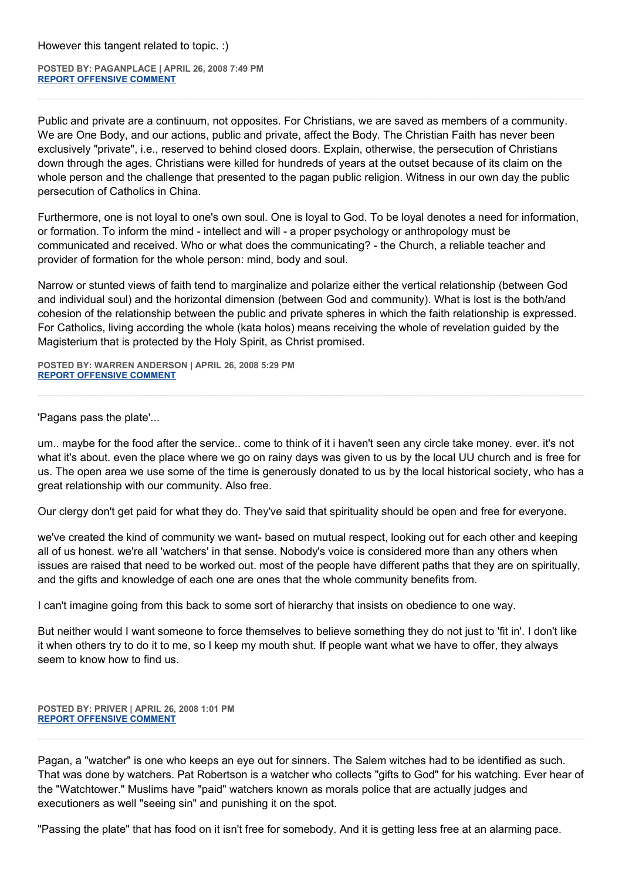However this tangent related to topic. :)

**POSTED BY: PAGANPLACE | APRIL 26, 2008 7:49 PM**
**REPORT OFFENSIVE COMMENT**

---

Public and private are a continuum, not opposites. For Christians, we are saved as members of a community. We are One Body, and our actions, public and private, affect the Body. The Christian Faith has never been exclusively "private", i.e., reserved to behind closed doors. Explain, otherwise, the persecution of Christians down through the ages. Christians were killed for hundreds of years at the outset because of its claim on the whole person and the challenge that presented to the pagan public religion. Witness in our own day the public persecution of Catholics in China.

Furthermore, one is not loyal to one's own soul. One is loyal to God. To be loyal denotes a need for information, or formation. To inform the mind - intellect and will - a proper psychology or anthropology must be communicated and received. Who or what does the communicating? - the Church, a reliable teacher and provider of formation for the whole person: mind, body and soul.

Narrow or stunted views of faith tend to marginalize and polarize either the vertical relationship (between God and individual soul) and the horizontal dimension (between God and community). What is lost is the both/and cohesion of the relationship between the public and private spheres in which the faith relationship is expressed. For Catholics, living according the whole (kata holos) means receiving the whole of revelation guided by the Magisterium that is protected by the Holy Spirit, as Christ promised.

**POSTED BY: WARREN ANDERSON | APRIL 26, 2008 5:29 PM**
**REPORT OFFENSIVE COMMENT**

---

'Pagans pass the plate'...

um.. maybe for the food after the service.. come to think of it i haven't seen any circle take money. ever. it's not what it's about. even the place where we go on rainy days was given to us by the local UU church and is free for us. The open area we use some of the time is generously donated to us by the local historical society, who has a great relationship with our community. Also free.

Our clergy don't get paid for what they do. They've said that spirituality should be open and free for everyone.

we've created the kind of community we want- based on mutual respect, looking out for each other and keeping all of us honest. we're all 'watchers' in that sense. Nobody's voice is considered more than any others when issues are raised that need to be worked out. most of the people have different paths that they are on spiritually, and the gifts and knowledge of each one are ones that the whole community benefits from.

I can't imagine going from this back to some sort of hierarchy that insists on obedience to one way.

But neither would I want someone to force themselves to believe something they do not just to 'fit in'. I don't like it when others try to do it to me, so I keep my mouth shut. If people want what we have to offer, they always seem to know how to find us.

**POSTED BY: PRIVER | APRIL 26, 2008 1:01 PM**
**REPORT OFFENSIVE COMMENT**

---

Pagan, a "watcher" is one who keeps an eye out for sinners. The Salem witches had to be identified as such. That was done by watchers. Pat Robertson is a watcher who collects "gifts to God" for his watching. Ever hear of the "Watchtower." Muslims have "paid" watchers known as morals police that are actually judges and executioners as well "seeing sin" and punishing it on the spot.

"Passing the plate" that has food on it isn't free for somebody. And it is getting less free at an alarming pace.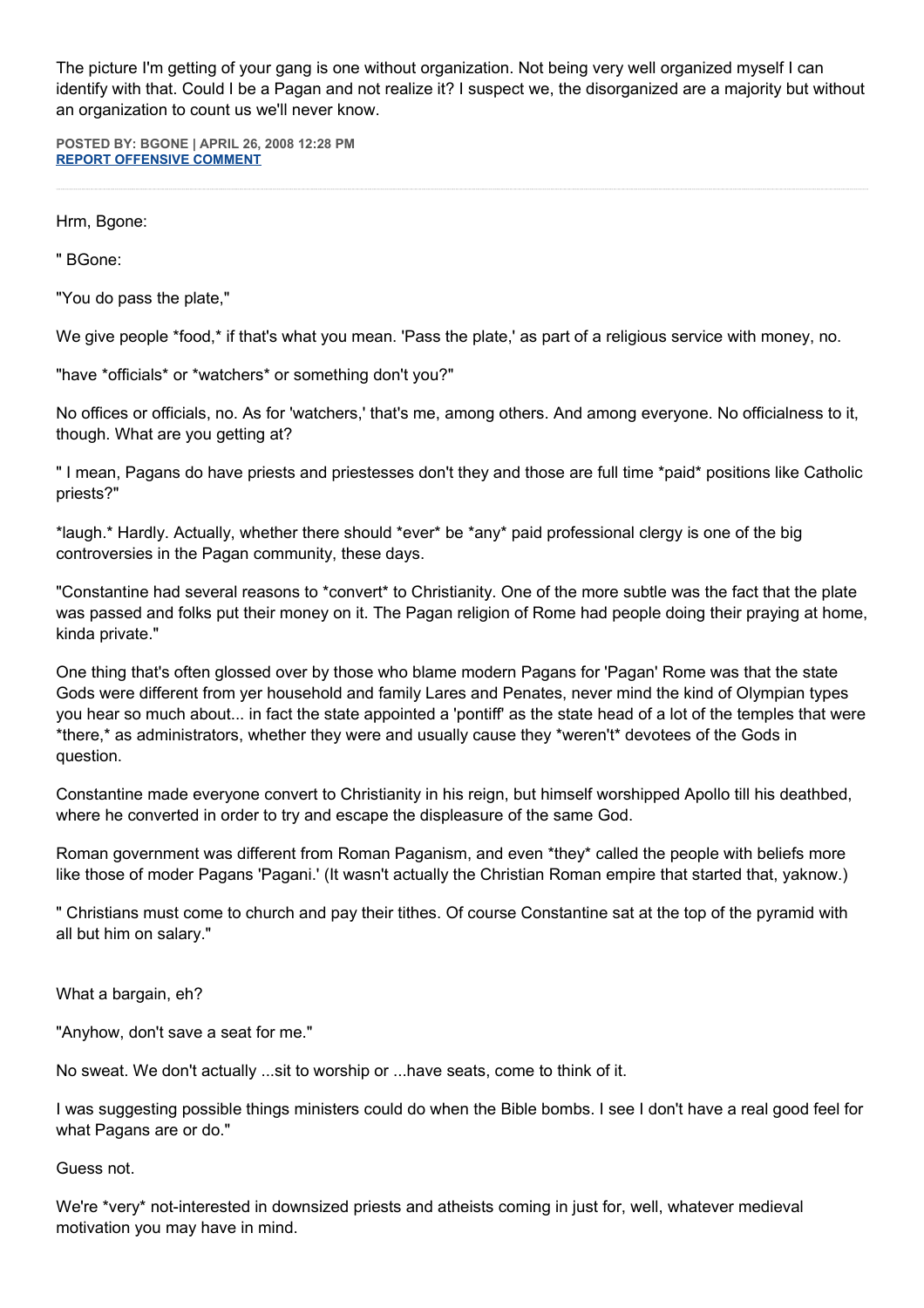The picture I'm getting of your gang is one without organization. Not being very well organized myself I can identify with that. Could I be a Pagan and not realize it? I suspect we, the disorganized are a majority but without an organization to count us we'll never know.

**POSTED BY: BGONE | APRIL 26, 2008 12:28 PM**
**REPORT OFFENSIVE COMMENT**

---

Hrm, Bgone:

" BGone:

"You do pass the plate,"

We give people *food,* if that's what you mean. 'Pass the plate,' as part of a religious service with money, no.

"have *officials* or *watchers* or something don't you?"

No offices or officials, no. As for 'watchers,' that's me, among others. And among everyone. No officialness to it, though. What are you getting at?

" I mean, Pagans do have priests and priestesses don't they and those are full time *paid* positions like Catholic priests?"

*laugh.* Hardly. Actually, whether there should *ever* be *any* paid professional clergy is one of the big controversies in the Pagan community, these days.

"Constantine had several reasons to *convert* to Christianity. One of the more subtle was the fact that the plate was passed and folks put their money on it. The Pagan religion of Rome had people doing their praying at home, kinda private."

One thing that's often glossed over by those who blame modern Pagans for 'Pagan' Rome was that the state Gods were different from yer household and family Lares and Penates, never mind the kind of Olympian types you hear so much about... in fact the state appointed a 'pontiff' as the state head of a lot of the temples that were *there,* as administrators, whether they were and usually cause they *weren't* devotees of the Gods in question.

Constantine made everyone convert to Christianity in his reign, but himself worshipped Apollo till his deathbed, where he converted in order to try and escape the displeasure of the same God.

Roman government was different from Roman Paganism, and even *they* called the people with beliefs more like those of moder Pagans 'Pagani.' (It wasn't actually the Christian Roman empire that started that, yaknow.)

" Christians must come to church and pay their tithes. Of course Constantine sat at the top of the pyramid with all but him on salary."

What a bargain, eh?

"Anyhow, don't save a seat for me."

No sweat. We don't actually ...sit to worship or ...have seats, come to think of it.

I was suggesting possible things ministers could do when the Bible bombs. I see I don't have a real good feel for what Pagans are or do."

Guess not.

We're *very* not-interested in downsized priests and atheists coming in just for, well, whatever medieval motivation you may have in mind.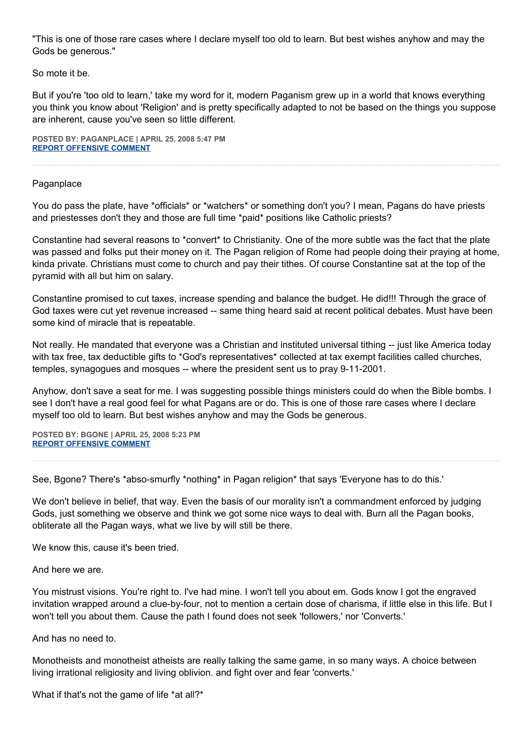"This is one of those rare cases where I declare myself too old to learn. But best wishes anyhow and may the Gods be generous."

So mote it be.

But if you're 'too old to learn,' take my word for it, modern Paganism grew up in a world that knows everything you think you know about 'Religion' and is pretty specifically adapted to not be based on the things you suppose are inherent, cause you've seen so little different.

**POSTED BY: PAGANPLACE | APRIL 25, 2008 5:47 PM**
**REPORT OFFENSIVE COMMENT**

---

Paganplace

You do pass the plate, have *officials* or *watchers* or something don't you? I mean, Pagans do have priests and priestesses don't they and those are full time *paid* positions like Catholic priests?

Constantine had several reasons to *convert* to Christianity. One of the more subtle was the fact that the plate was passed and folks put their money on it. The Pagan religion of Rome had people doing their praying at home, kinda private. Christians must come to church and pay their tithes. Of course Constantine sat at the top of the pyramid with all but him on salary.

Constantine promised to cut taxes, increase spending and balance the budget. He did!!! Through the grace of God taxes were cut yet revenue increased -- same thing heard said at recent political debates. Must have been some kind of miracle that is repeatable.

Not really. He mandated that everyone was a Christian and instituted universal tithing -- just like America today with tax free, tax deductible gifts to *God's representatives* collected at tax exempt facilities called churches, temples, synagogues and mosques -- where the president sent us to pray 9-11-2001.

Anyhow, don't save a seat for me. I was suggesting possible things ministers could do when the Bible bombs. I see I don't have a real good feel for what Pagans are or do. This is one of those rare cases where I declare myself too old to learn. But best wishes anyhow and may the Gods be generous.

**POSTED BY: BGONE | APRIL 25, 2008 5:23 PM**
**REPORT OFFENSIVE COMMENT**

---

See, Bgone? There's *abso-smurfly *nothing* in Pagan religion* that says 'Everyone has to do this.'

We don't believe in belief, that way. Even the basis of our morality isn't a commandment enforced by judging Gods, just something we observe and think we got some nice ways to deal with. Burn all the Pagan books, obliterate all the Pagan ways, what we live by will still be there.

We know this, cause it's been tried.

And here we are.

You mistrust visions. You're right to. I've had mine. I won't tell you about em. Gods know I got the engraved invitation wrapped around a clue-by-four, not to mention a certain dose of charisma, if little else in this life. But I won't tell you about them. Cause the path I found does not seek 'followers,' nor 'Converts.'

And has no need to.

Monotheists and monotheist atheists are really talking the same game, in so many ways. A choice between living irrational religiosity and living oblivion. and fight over and fear 'converts.'

What if that's not the game of life *at all?*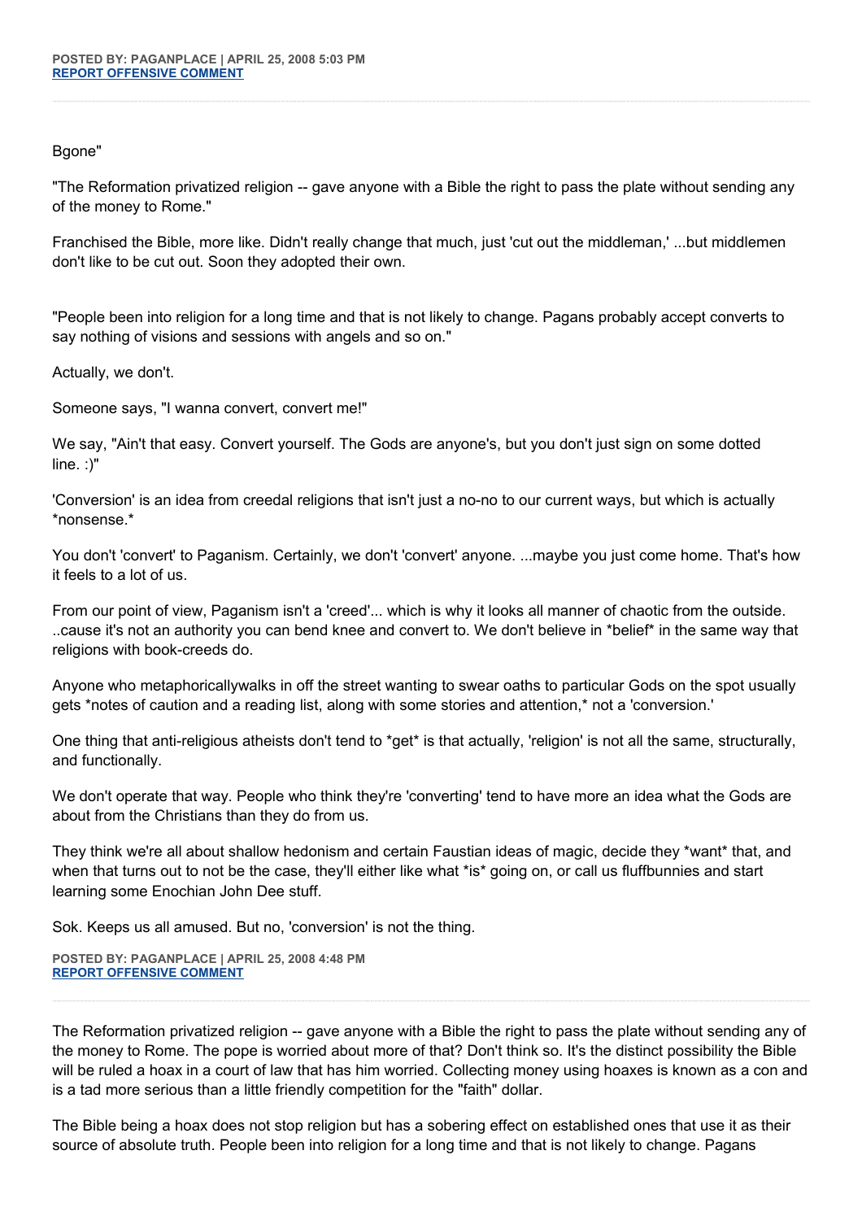**POSTED BY: PAGANPLACE | APRIL 25, 2008 5:03 PM**
**REPORT OFFENSIVE COMMENT**

---

Bgone"

"The Reformation privatized religion -- gave anyone with a Bible the right to pass the plate without sending any of the money to Rome."

Franchised the Bible, more like. Didn't really change that much, just 'cut out the middleman,' ...but middlemen don't like to be cut out. Soon they adopted their own.

"People been into religion for a long time and that is not likely to change. Pagans probably accept converts to say nothing of visions and sessions with angels and so on."

Actually, we don't.

Someone says, "I wanna convert, convert me!"

We say, "Ain't that easy. Convert yourself. The Gods are anyone's, but you don't just sign on some dotted line. :)"

'Conversion' is an idea from creedal religions that isn't just a no-no to our current ways, but which is actually *nonsense.*

You don't 'convert' to Paganism. Certainly, we don't 'convert' anyone. ...maybe you just come home. That's how it feels to a lot of us.

From our point of view, Paganism isn't a 'creed'... which is why it looks all manner of chaotic from the outside. ..cause it's not an authority you can bend knee and convert to. We don't believe in *belief* in the same way that religions with book-creeds do.

Anyone who metaphoricallywalks in off the street wanting to swear oaths to particular Gods on the spot usually gets *notes of caution and a reading list, along with some stories and attention,* not a 'conversion.'

One thing that anti-religious atheists don't tend to *get* is that actually, 'religion' is not all the same, structurally, and functionally.

We don't operate that way. People who think they're 'converting' tend to have more an idea what the Gods are about from the Christians than they do from us.

They think we're all about shallow hedonism and certain Faustian ideas of magic, decide they *want* that, and when that turns out to not be the case, they'll either like what *is* going on, or call us fluffbunnies and start learning some Enochian John Dee stuff.

Sok. Keeps us all amused. But no, 'conversion' is not the thing.

**POSTED BY: PAGANPLACE | APRIL 25, 2008 4:48 PM**
**REPORT OFFENSIVE COMMENT**

---

The Reformation privatized religion -- gave anyone with a Bible the right to pass the plate without sending any of the money to Rome. The pope is worried about more of that? Don't think so. It's the distinct possibility the Bible will be ruled a hoax in a court of law that has him worried. Collecting money using hoaxes is known as a con and is a tad more serious than a little friendly competition for the "faith" dollar.

The Bible being a hoax does not stop religion but has a sobering effect on established ones that use it as their source of absolute truth. People been into religion for a long time and that is not likely to change. Pagans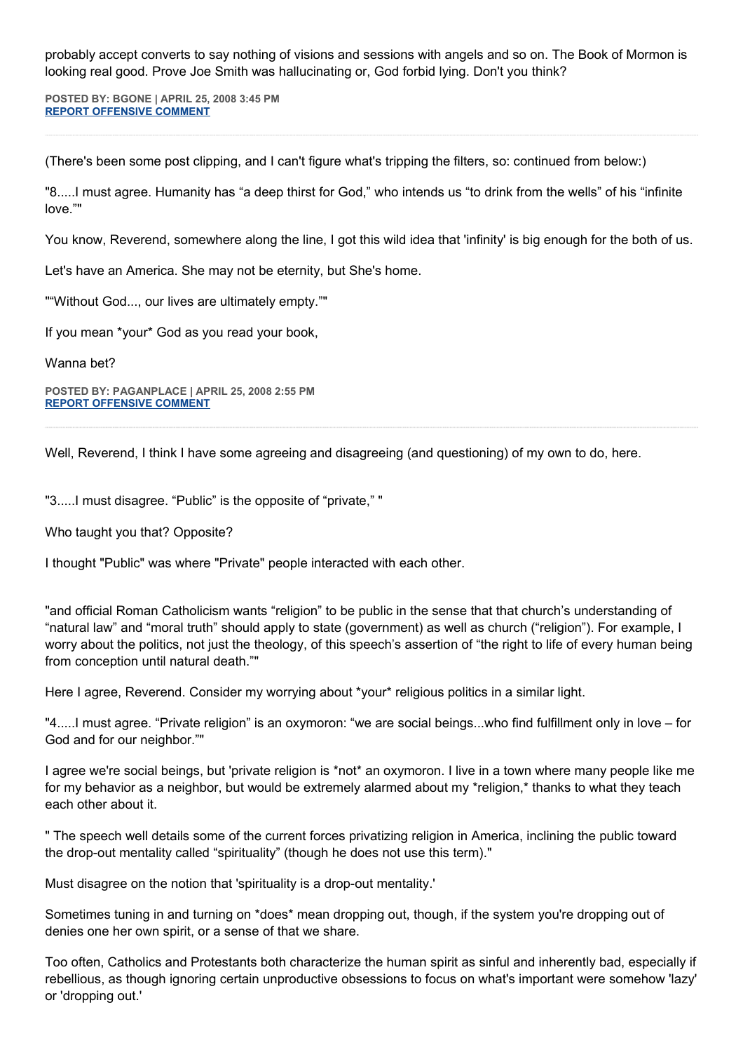probably accept converts to say nothing of visions and sessions with angels and so on. The Book of Mormon is looking real good. Prove Joe Smith was hallucinating or, God forbid lying. Don't you think?

**POSTED BY: BGONE | APRIL 25, 2008 3:45 PM**
**REPORT OFFENSIVE COMMENT**

---

(There's been some post clipping, and I can't figure what's tripping the filters, so: continued from below:)

"8.....I must agree. Humanity has “a deep thirst for God,” who intends us “to drink from the wells” of his “infinite love.”"

You know, Reverend, somewhere along the line, I got this wild idea that 'infinity' is big enough for the both of us.

Let's have an America. She may not be eternity, but She's home.

"“Without God..., our lives are ultimately empty.”"

If you mean *your* God as you read your book,

Wanna bet?

**POSTED BY: PAGANPLACE | APRIL 25, 2008 2:55 PM**
**REPORT OFFENSIVE COMMENT**

---

Well, Reverend, I think I have some agreeing and disagreeing (and questioning) of my own to do, here.

"3.....I must disagree. “Public” is the opposite of “private,” "

Who taught you that? Opposite?

I thought "Public" was where "Private" people interacted with each other.

"and official Roman Catholicism wants “religion” to be public in the sense that that church's understanding of “natural law” and “moral truth” should apply to state (government) as well as church (“religion”). For example, I worry about the politics, not just the theology, of this speech's assertion of “the right to life of every human being from conception until natural death.”"

Here I agree, Reverend. Consider my worrying about *your* religious politics in a similar light.

"4.....I must agree. “Private religion” is an oxymoron: “we are social beings...who find fulfillment only in love – for God and for our neighbor.”"

I agree we're social beings, but 'private religion is *not* an oxymoron. I live in a town where many people like me for my behavior as a neighbor, but would be extremely alarmed about my *religion,* thanks to what they teach each other about it.

" The speech well details some of the current forces privatizing religion in America, inclining the public toward the drop-out mentality called “spirituality” (though he does not use this term)."

Must disagree on the notion that 'spirituality is a drop-out mentality.'

Sometimes tuning in and turning on *does* mean dropping out, though, if the system you're dropping out of denies one her own spirit, or a sense of that we share.

Too often, Catholics and Protestants both characterize the human spirit as sinful and inherently bad, especially if rebellious, as though ignoring certain unproductive obsessions to focus on what's important were somehow 'lazy' or 'dropping out.'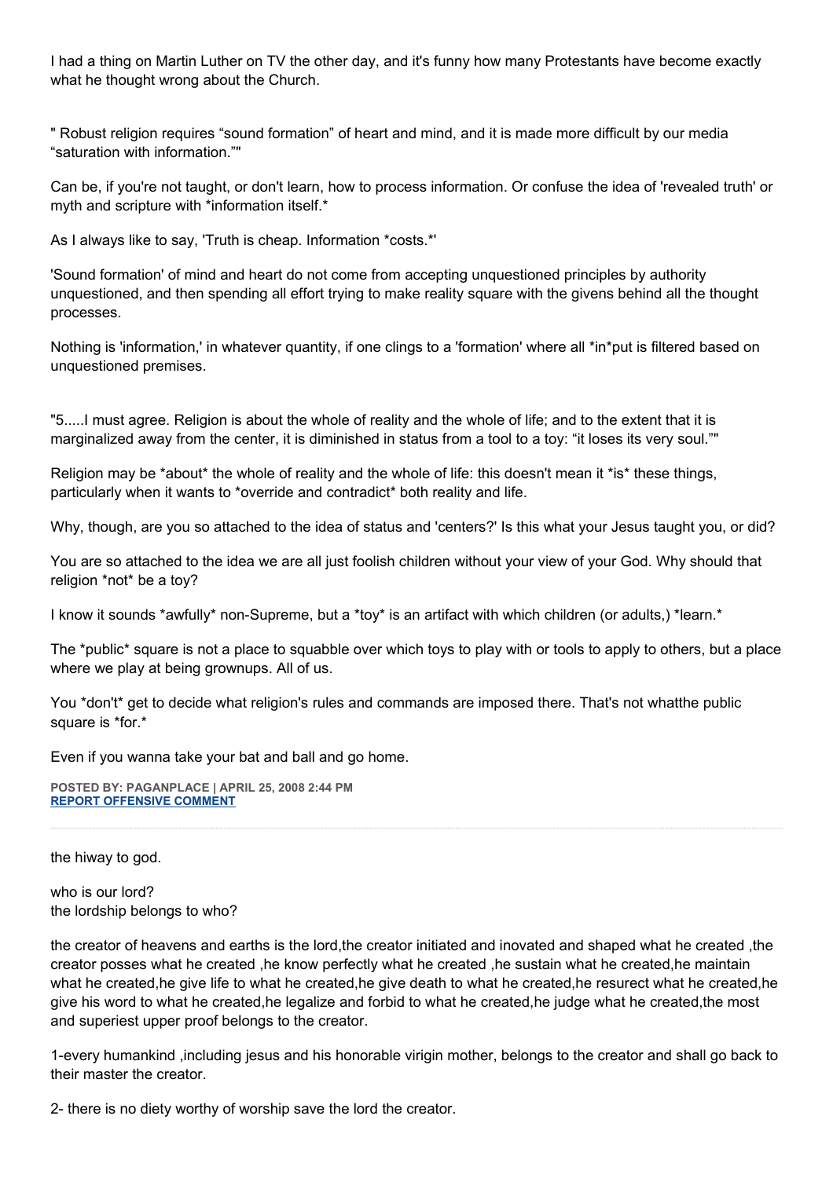I had a thing on Martin Luther on TV the other day, and it's funny how many Protestants have become exactly what he thought wrong about the Church.

" Robust religion requires "sound formation" of heart and mind, and it is made more difficult by our media "saturation with information.""

Can be, if you're not taught, or don't learn, how to process information. Or confuse the idea of 'revealed truth' or myth and scripture with *information itself.*

As I always like to say, 'Truth is cheap. Information *costs.*'

'Sound formation' of mind and heart do not come from accepting unquestioned principles by authority unquestioned, and then spending all effort trying to make reality square with the givens behind all the thought processes.

Nothing is 'information,' in whatever quantity, if one clings to a 'formation' where all *in*put is filtered based on unquestioned premises.

"5.....I must agree. Religion is about the whole of reality and the whole of life; and to the extent that it is marginalized away from the center, it is diminished in status from a tool to a toy: "it loses its very soul.""

Religion may be *about* the whole of reality and the whole of life: this doesn't mean it *is* these things, particularly when it wants to *override and contradict* both reality and life.

Why, though, are you so attached to the idea of status and 'centers?' Is this what your Jesus taught you, or did?

You are so attached to the idea we are all just foolish children without your view of your God. Why should that religion *not* be a toy?

I know it sounds *awfully* non-Supreme, but a *toy* is an artifact with which children (or adults,) *learn.*

The *public* square is not a place to squabble over which toys to play with or tools to apply to others, but a place where we play at being grownups. All of us.

You *don't* get to decide what religion's rules and commands are imposed there. That's not whatthe public square is *for.*

Even if you wanna take your bat and ball and go home.

**POSTED BY: PAGANPLACE | APRIL 25, 2008 2:44 PM**
**REPORT OFFENSIVE COMMENT**

---

the hiway to god.

who is our lord?
the lordship belongs to who?

the creator of heavens and earths is the lord,the creator initiated and inovated and shaped what he created ,the creator posses what he created ,he know perfectly what he created ,he sustain what he created,he maintain what he created,he give life to what he created,he give death to what he created,he resurect what he created,he give his word to what he created,he legalize and forbid to what he created,he judge what he created,the most and superiest upper proof belongs to the creator.

1-every humankind ,including jesus and his honorable virigin mother, belongs to the creator and shall go back to their master the creator.

2- there is no diety worthy of worship save the lord the creator.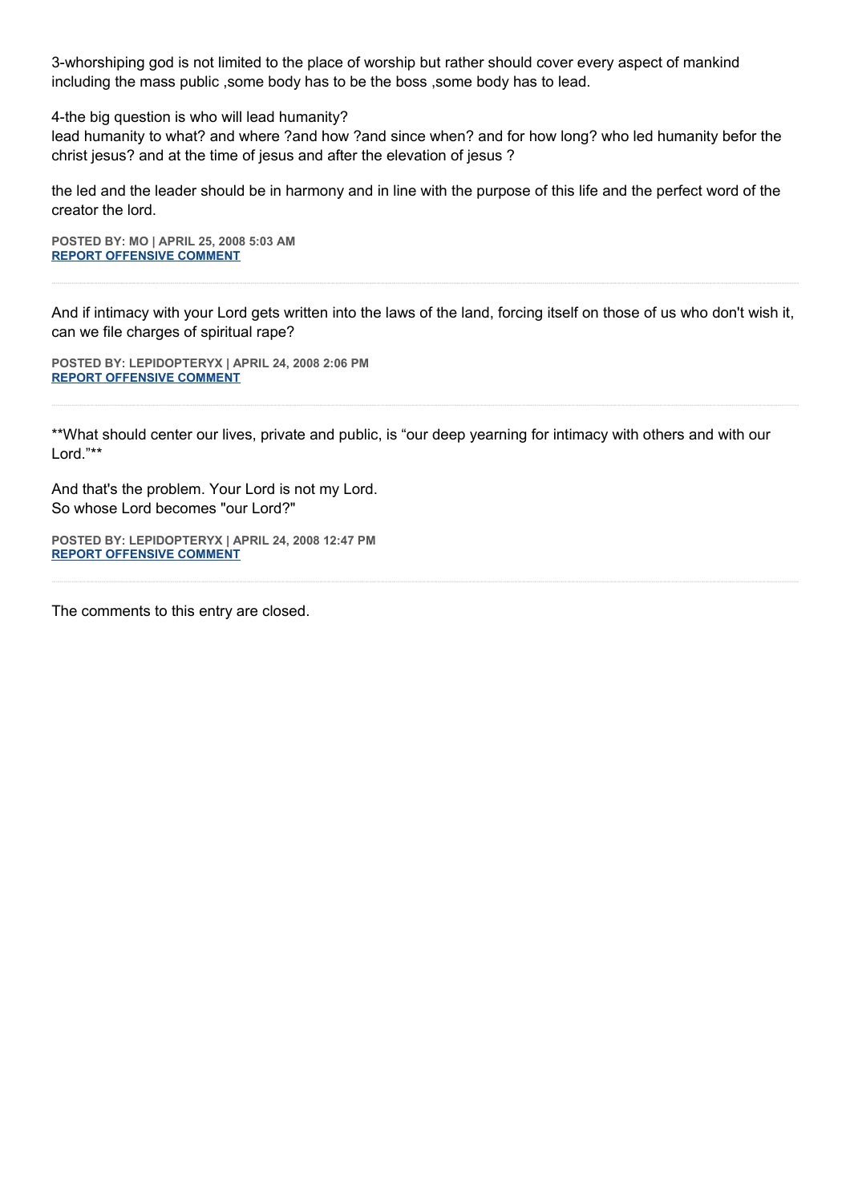3-whorshiping god is not limited to the place of worship but rather should cover every aspect of mankind including the mass public ,some body has to be the boss ,some body has to lead.

4-the big question is who will lead humanity?
lead humanity to what? and where ?and how ?and since when? and for how long? who led humanity befor the christ jesus? and at the time of jesus and after the elevation of jesus ?

the led and the leader should be in harmony and in line with the purpose of this life and the perfect word of the creator the lord.

**POSTED BY: MO | APRIL 25, 2008 5:03 AM**
**REPORT OFFENSIVE COMMENT**

---

And if intimacy with your Lord gets written into the laws of the land, forcing itself on those of us who don't wish it, can we file charges of spiritual rape?

**POSTED BY: LEPIDOPTERYX | APRIL 24, 2008 2:06 PM**
**REPORT OFFENSIVE COMMENT**

---

**What should center our lives, private and public, is “our deep yearning for intimacy with others and with our Lord.”**

And that's the problem. Your Lord is not my Lord.
So whose Lord becomes "our Lord?"

**POSTED BY: LEPIDOPTERYX | APRIL 24, 2008 12:47 PM**
**REPORT OFFENSIVE COMMENT**

---

The comments to this entry are closed.